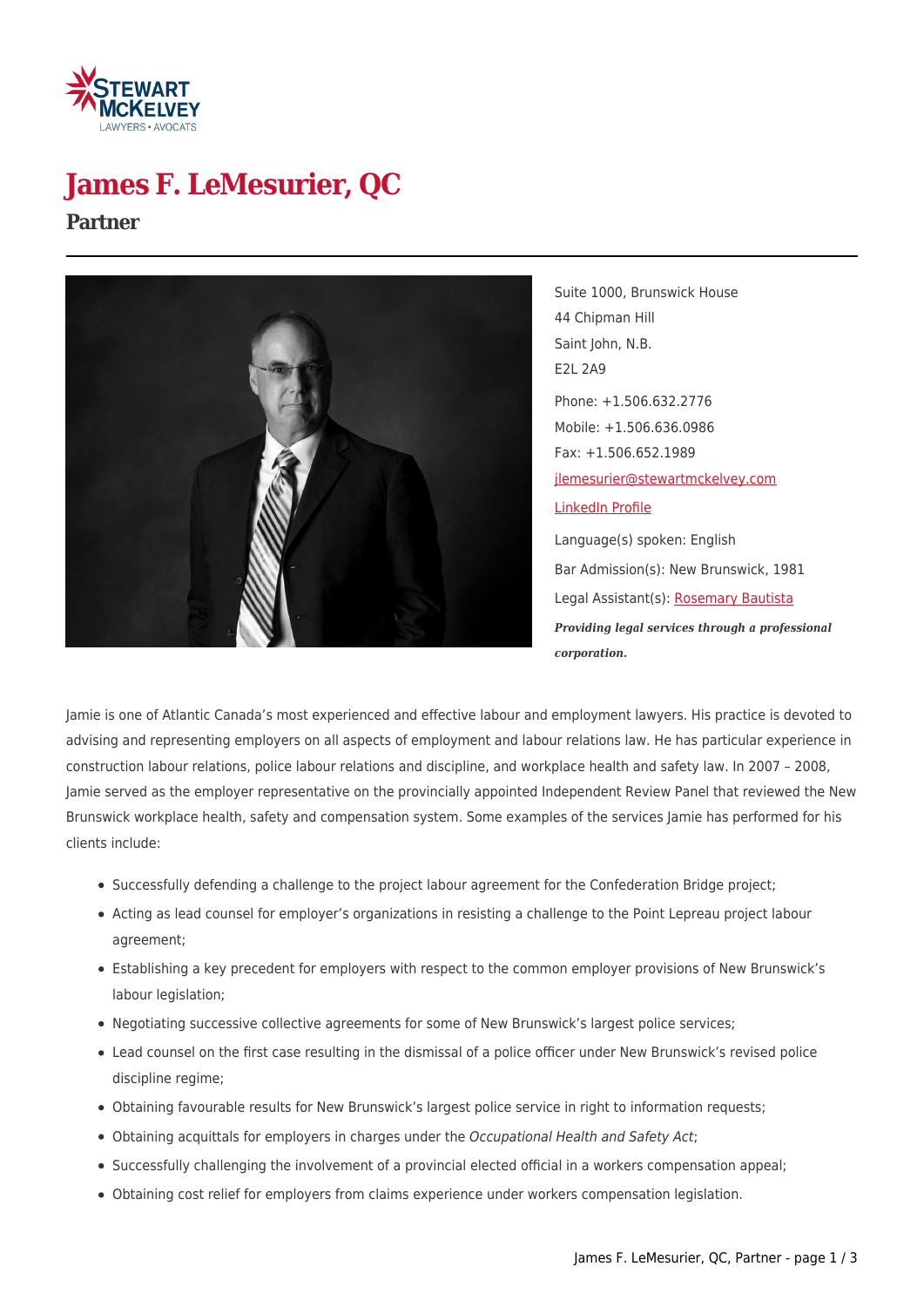# James F. LeMesurier, QC

## Partner

Suite 1000, Brunswick House
44 Chipman Hill
Saint John, N.B.
E2L 2A9

Phone: +1.506.632.2776
Mobile: +1.506.636.0986
Fax: +1.506.652.1989
jlemesurier@stewartmckelvey.com
LinkedIn Profile

Language(s) spoken: English

Bar Admission(s): New Brunswick, 1981

Legal Assistant(s): Rosemary Bautista

***Providing legal services through a professional corporation.***

Jamie is one of Atlantic Canada's most experienced and effective labour and employment lawyers. His practice is devoted to advising and representing employers on all aspects of employment and labour relations law. He has particular experience in construction labour relations, police labour relations and discipline, and workplace health and safety law. In 2007 – 2008, Jamie served as the employer representative on the provincially appointed Independent Review Panel that reviewed the New Brunswick workplace health, safety and compensation system. Some examples of the services Jamie has performed for his clients include:

- Successfully defending a challenge to the project labour agreement for the Confederation Bridge project;
- Acting as lead counsel for employer's organizations in resisting a challenge to the Point Lepreau project labour agreement;
- Establishing a key precedent for employers with respect to the common employer provisions of New Brunswick's labour legislation;
- Negotiating successive collective agreements for some of New Brunswick's largest police services;
- Lead counsel on the first case resulting in the dismissal of a police officer under New Brunswick's revised police discipline regime;
- Obtaining favourable results for New Brunswick's largest police service in right to information requests;
- Obtaining acquittals for employers in charges under the *Occupational Health and Safety Act*;
- Successfully challenging the involvement of a provincial elected official in a workers compensation appeal;
- Obtaining cost relief for employers from claims experience under workers compensation legislation.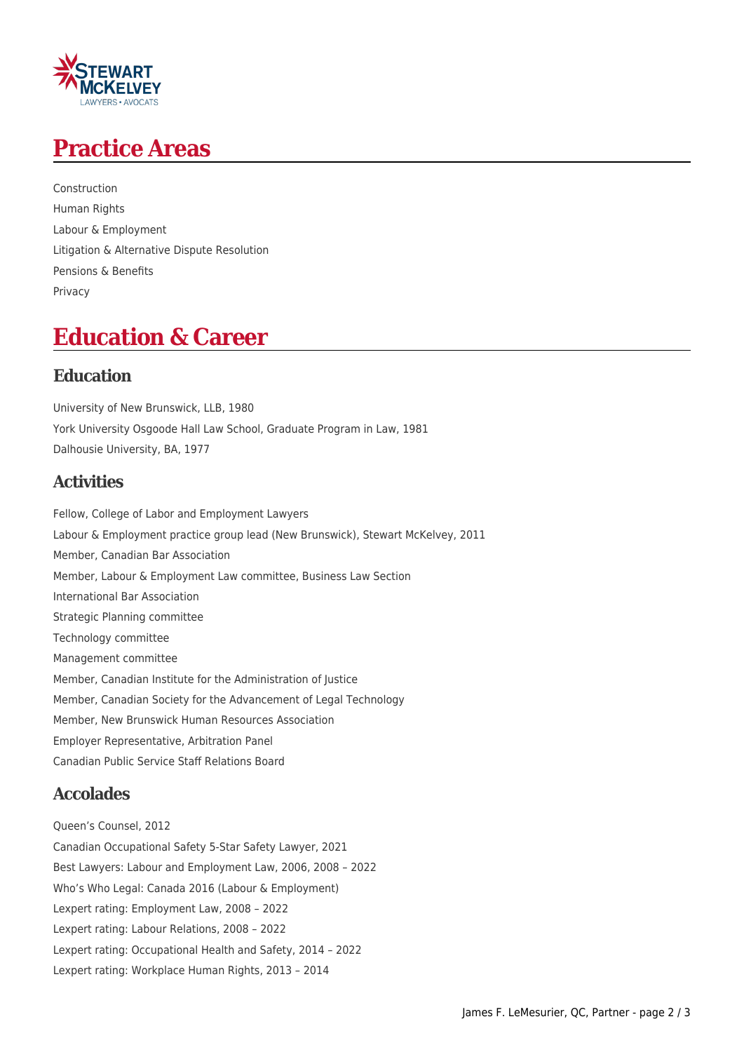# Practice Areas

Construction
Human Rights
Labour & Employment
Litigation & Alternative Dispute Resolution
Pensions & Benefits
Privacy

# Education & Career

## Education

University of New Brunswick, LLB, 1980
York University Osgoode Hall Law School, Graduate Program in Law, 1981
Dalhousie University, BA, 1977

## Activities

Fellow, College of Labor and Employment Lawyers
Labour & Employment practice group lead (New Brunswick), Stewart McKelvey, 2011
Member, Canadian Bar Association
Member, Labour & Employment Law committee, Business Law Section
International Bar Association
Strategic Planning committee
Technology committee
Management committee
Member, Canadian Institute for the Administration of Justice
Member, Canadian Society for the Advancement of Legal Technology
Member, New Brunswick Human Resources Association
Employer Representative, Arbitration Panel
Canadian Public Service Staff Relations Board

## Accolades

Queen's Counsel, 2012
Canadian Occupational Safety 5-Star Safety Lawyer, 2021
Best Lawyers: Labour and Employment Law, 2006, 2008 – 2022
Who's Who Legal: Canada 2016 (Labour & Employment)
Lexpert rating: Employment Law, 2008 – 2022
Lexpert rating: Labour Relations, 2008 – 2022
Lexpert rating: Occupational Health and Safety, 2014 – 2022
Lexpert rating: Workplace Human Rights, 2013 – 2014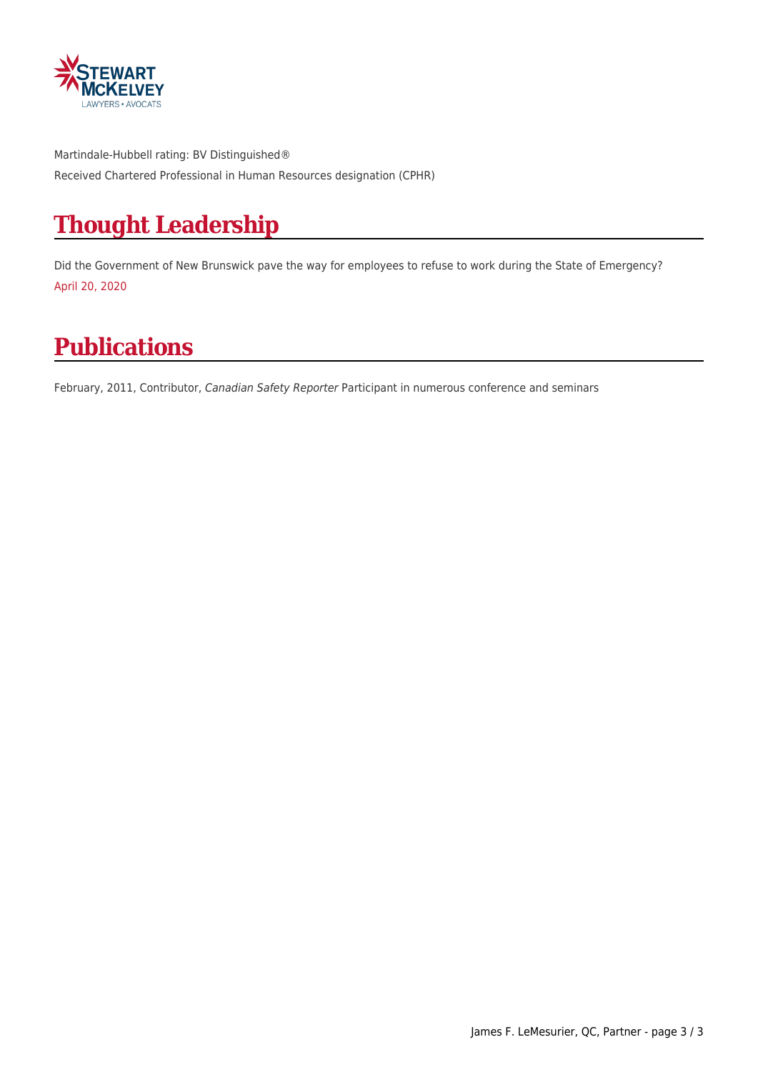Martindale-Hubbell rating: BV Distinguished®

Received Chartered Professional in Human Resources designation (CPHR)

## Thought Leadership

Did the Government of New Brunswick pave the way for employees to refuse to work during the State of Emergency?

April 20, 2020

## Publications

February, 2011, Contributor, *Canadian Safety Reporter* Participant in numerous conference and seminars